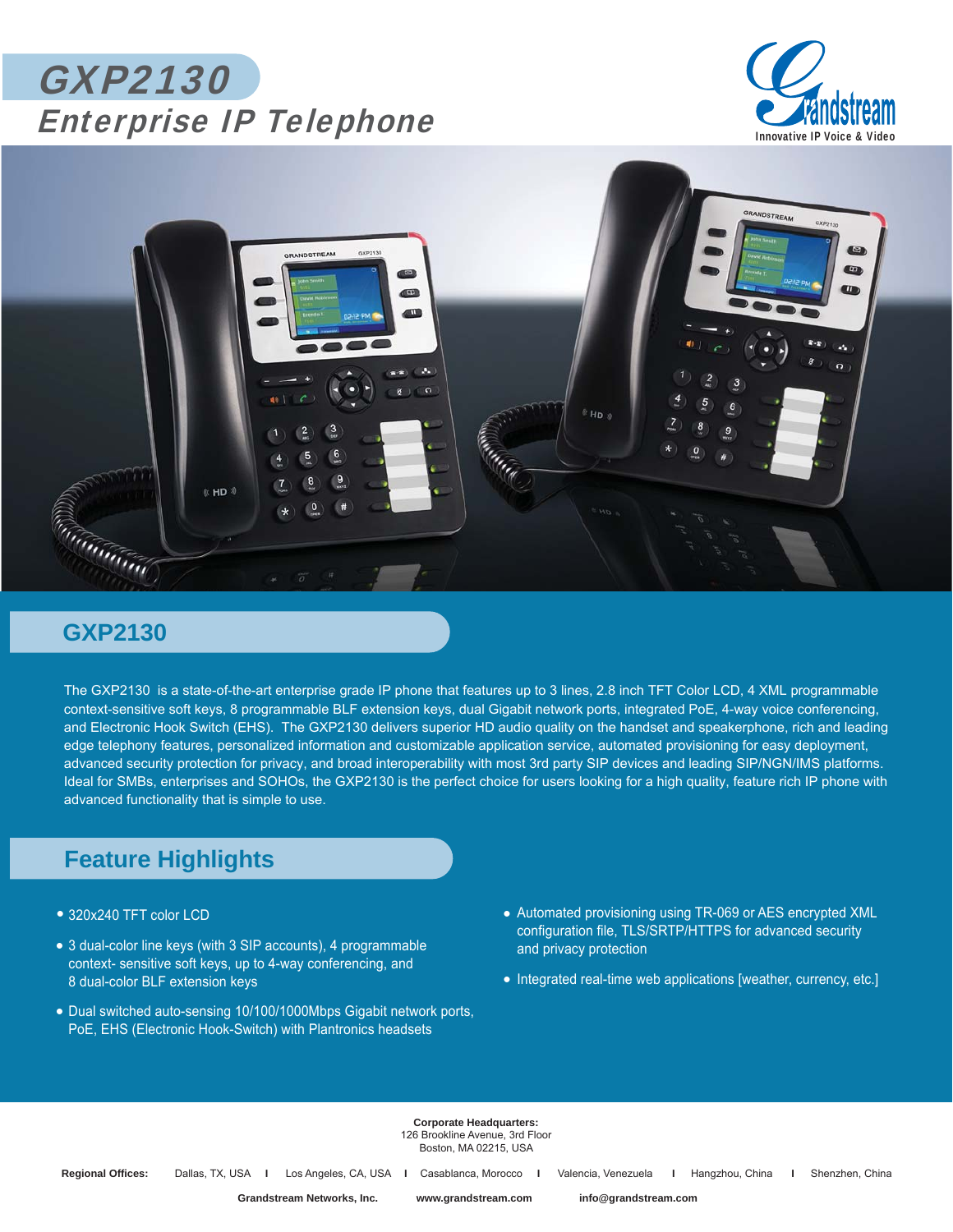# GXP2130

## Enterprise IP Telephone

Grandstream
Innovative IP Voice & Video

## GXP2130

The GXP2130 is a state-of-the-art enterprise grade IP phone that features up to 3 lines, 2.8 inch TFT Color LCD, 4 XML programmable context-sensitive soft keys, 8 programmable BLF extension keys, dual Gigabit network ports, integrated PoE, 4-way voice conferencing, and Electronic Hook Switch (EHS). The GXP2130 delivers superior HD audio quality on the handset and speakerphone, rich and leading edge telephony features, personalized information and customizable application service, automated provisioning for easy deployment, advanced security protection for privacy, and broad interoperability with most 3rd party SIP devices and leading SIP/NGN/IMS platforms. Ideal for SMBs, enterprises and SOHOs, the GXP2130 is the perfect choice for users looking for a high quality, feature rich IP phone with advanced functionality that is simple to use.

## Feature Highlights

- 320x240 TFT color LCD
- 3 dual-color line keys (with 3 SIP accounts), 4 programmable context- sensitive soft keys, up to 4-way conferencing, and 8 dual-color BLF extension keys
- Dual switched auto-sensing 10/100/1000Mbps Gigabit network ports, PoE, EHS (Electronic Hook-Switch) with Plantronics headsets
- Automated provisioning using TR-069 or AES encrypted XML configuration file, TLS/SRTP/HTTPS for advanced security and privacy protection
- Integrated real-time web applications [weather, currency, etc.]

**Corporate Headquarters:**
126 Brookline Avenue, 3rd Floor
Boston, MA 02215, USA

**Regional Offices:** Dallas, TX, USA | Los Angeles, CA, USA | Casablanca, Morocco | Valencia, Venezuela | Hangzhou, China | Shenzhen, China

**Grandstream Networks, Inc.** **www.grandstream.com** **info@grandstream.com**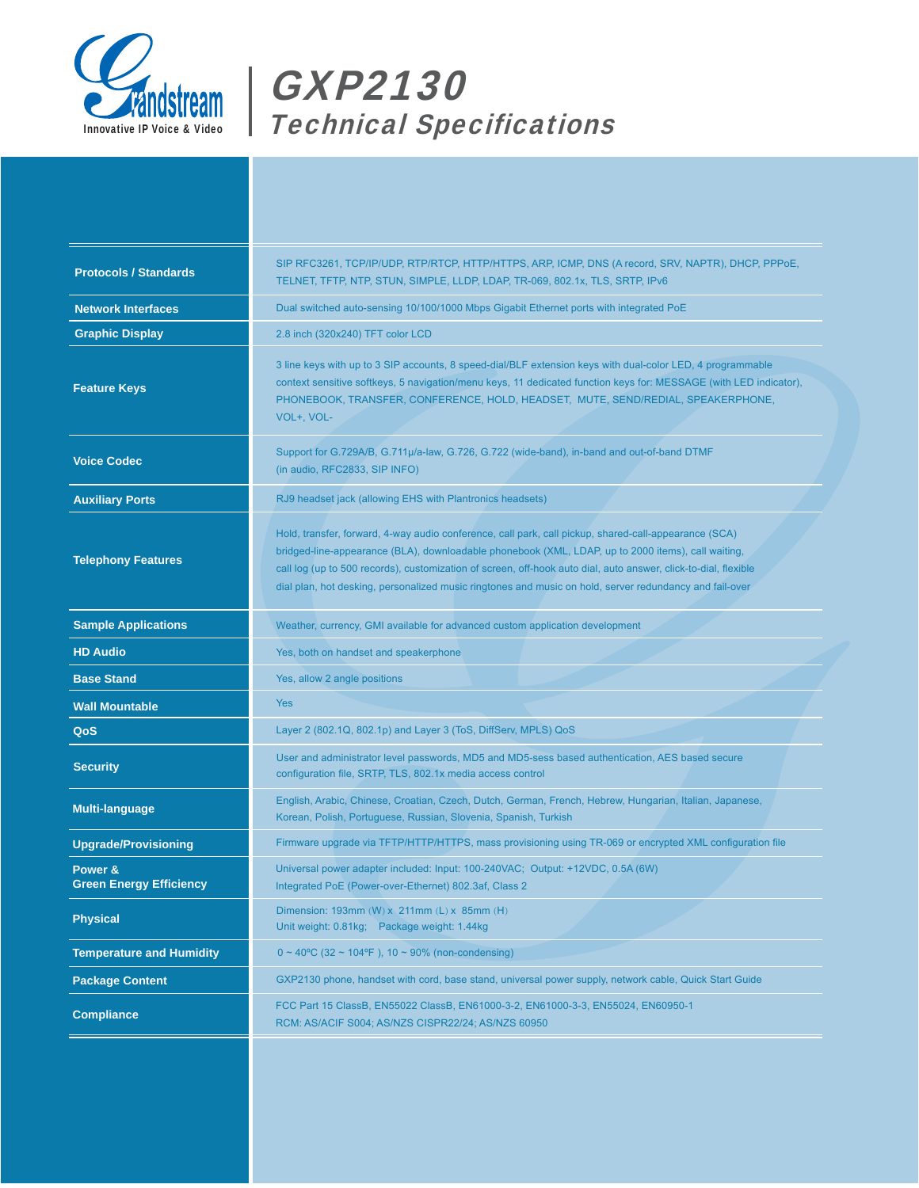# GXP2130

## Technical Specifications

| | |
|---|---|
| **Protocols / Standards** | SIP RFC3261, TCP/IP/UDP, RTP/RTCP, HTTP/HTTPS, ARP, ICMP, DNS (A record, SRV, NAPTR), DHCP, PPPoE, TELNET, TFTP, NTP, STUN, SIMPLE, LLDP, LDAP, TR-069, 802.1x, TLS, SRTP, IPv6 |
| **Network Interfaces** | Dual switched auto-sensing 10/100/1000 Mbps Gigabit Ethernet ports with integrated PoE |
| **Graphic Display** | 2.8 inch (320x240) TFT color LCD |
| **Feature Keys** | 3 line keys with up to 3 SIP accounts, 8 speed-dial/BLF extension keys with dual-color LED, 4 programmable context sensitive softkeys, 5 navigation/menu keys, 11 dedicated function keys for: MESSAGE (with LED indicator), PHONEBOOK, TRANSFER, CONFERENCE, HOLD, HEADSET, MUTE, SEND/REDIAL, SPEAKERPHONE, VOL+, VOL- |
| **Voice Codec** | Support for G.729A/B, G.711μ/a-law, G.726, G.722 (wide-band), in-band and out-of-band DTMF (in audio, RFC2833, SIP INFO) |
| **Auxiliary Ports** | RJ9 headset jack (allowing EHS with Plantronics headsets) |
| **Telephony Features** | Hold, transfer, forward, 4-way audio conference, call park, call pickup, shared-call-appearance (SCA) bridged-line-appearance (BLA), downloadable phonebook (XML, LDAP, up to 2000 items), call waiting, call log (up to 500 records), customization of screen, off-hook auto dial, auto answer, click-to-dial, flexible dial plan, hot desking, personalized music ringtones and music on hold, server redundancy and fail-over |
| **Sample Applications** | Weather, currency, GMI available for advanced custom application development |
| **HD Audio** | Yes, both on handset and speakerphone |
| **Base Stand** | Yes, allow 2 angle positions |
| **Wall Mountable** | Yes |
| **QoS** | Layer 2 (802.1Q, 802.1p) and Layer 3 (ToS, DiffServ, MPLS) QoS |
| **Security** | User and administrator level passwords, MD5 and MD5-sess based authentication, AES based secure configuration file, SRTP, TLS, 802.1x media access control |
| **Multi-language** | English, Arabic, Chinese, Croatian, Czech, Dutch, German, French, Hebrew, Hungarian, Italian, Japanese, Korean, Polish, Portuguese, Russian, Slovenia, Spanish, Turkish |
| **Upgrade/Provisioning** | Firmware upgrade via TFTP/HTTP/HTTPS, mass provisioning using TR-069 or encrypted XML configuration file |
| **Power & Green Energy Efficiency** | Universal power adapter included: Input: 100-240VAC; Output: +12VDC, 0.5A (6W)<br>Integrated PoE (Power-over-Ethernet) 802.3af, Class 2 |
| **Physical** | Dimension: 193mm (W) x 211mm (L) x 85mm (H)<br>Unit weight: 0.81kg; Package weight: 1.44kg |
| **Temperature and Humidity** | 0 ~ 40ºC (32 ~ 104ºF ), 10 ~ 90% (non-condensing) |
| **Package Content** | GXP2130 phone, handset with cord, base stand, universal power supply, network cable, Quick Start Guide |
| **Compliance** | FCC Part 15 ClassB, EN55022 ClassB, EN61000-3-2, EN61000-3-3, EN55024, EN60950-1<br>RCM: AS/ACIF S004; AS/NZS CISPR22/24; AS/NZS 60950 |